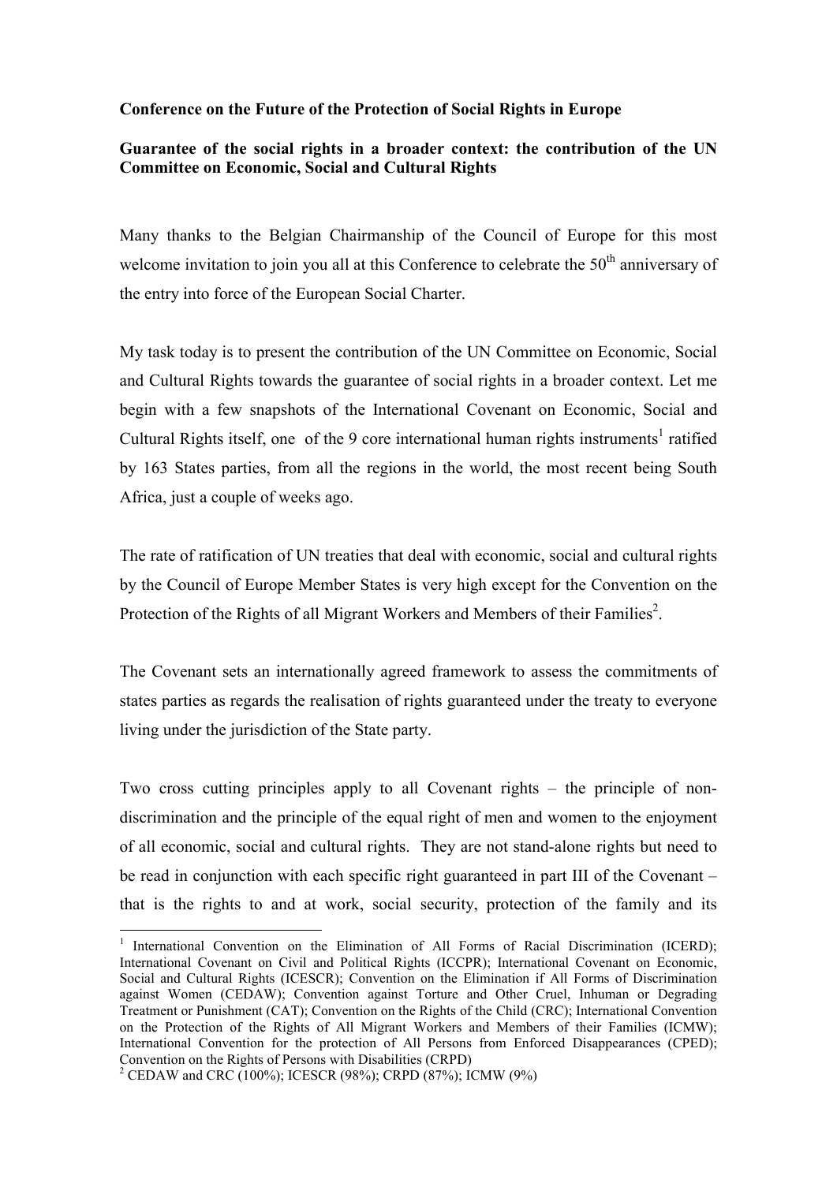**Conference on the Future of the Protection of Social Rights in Europe**

**Guarantee of the social rights in a broader context: the contribution of the UN Committee on Economic, Social and Cultural Rights**

Many thanks to the Belgian Chairmanship of the Council of Europe for this most welcome invitation to join you all at this Conference to celebrate the 50th anniversary of the entry into force of the European Social Charter.

My task today is to present the contribution of the UN Committee on Economic, Social and Cultural Rights towards the guarantee of social rights in a broader context. Let me begin with a few snapshots of the International Covenant on Economic, Social and Cultural Rights itself, one of the 9 core international human rights instruments[1] ratified by 163 States parties, from all the regions in the world, the most recent being South Africa, just a couple of weeks ago.

The rate of ratification of UN treaties that deal with economic, social and cultural rights by the Council of Europe Member States is very high except for the Convention on the Protection of the Rights of all Migrant Workers and Members of their Families[2].

The Covenant sets an internationally agreed framework to assess the commitments of states parties as regards the realisation of rights guaranteed under the treaty to everyone living under the jurisdiction of the State party.

Two cross cutting principles apply to all Covenant rights – the principle of non-discrimination and the principle of the equal right of men and women to the enjoyment of all economic, social and cultural rights. They are not stand-alone rights but need to be read in conjunction with each specific right guaranteed in part III of the Covenant – that is the rights to and at work, social security, protection of the family and its

---

[1] International Convention on the Elimination of All Forms of Racial Discrimination (ICERD); International Covenant on Civil and Political Rights (ICCPR); International Covenant on Economic, Social and Cultural Rights (ICESCR); Convention on the Elimination if All Forms of Discrimination against Women (CEDAW); Convention against Torture and Other Cruel, Inhuman or Degrading Treatment or Punishment (CAT); Convention on the Rights of the Child (CRC); International Convention on the Protection of the Rights of All Migrant Workers and Members of their Families (ICMW); International Convention for the protection of All Persons from Enforced Disappearances (CPED); Convention on the Rights of Persons with Disabilities (CRPD)

[2] CEDAW and CRC (100%); ICESCR (98%); CRPD (87%); ICMW (9%)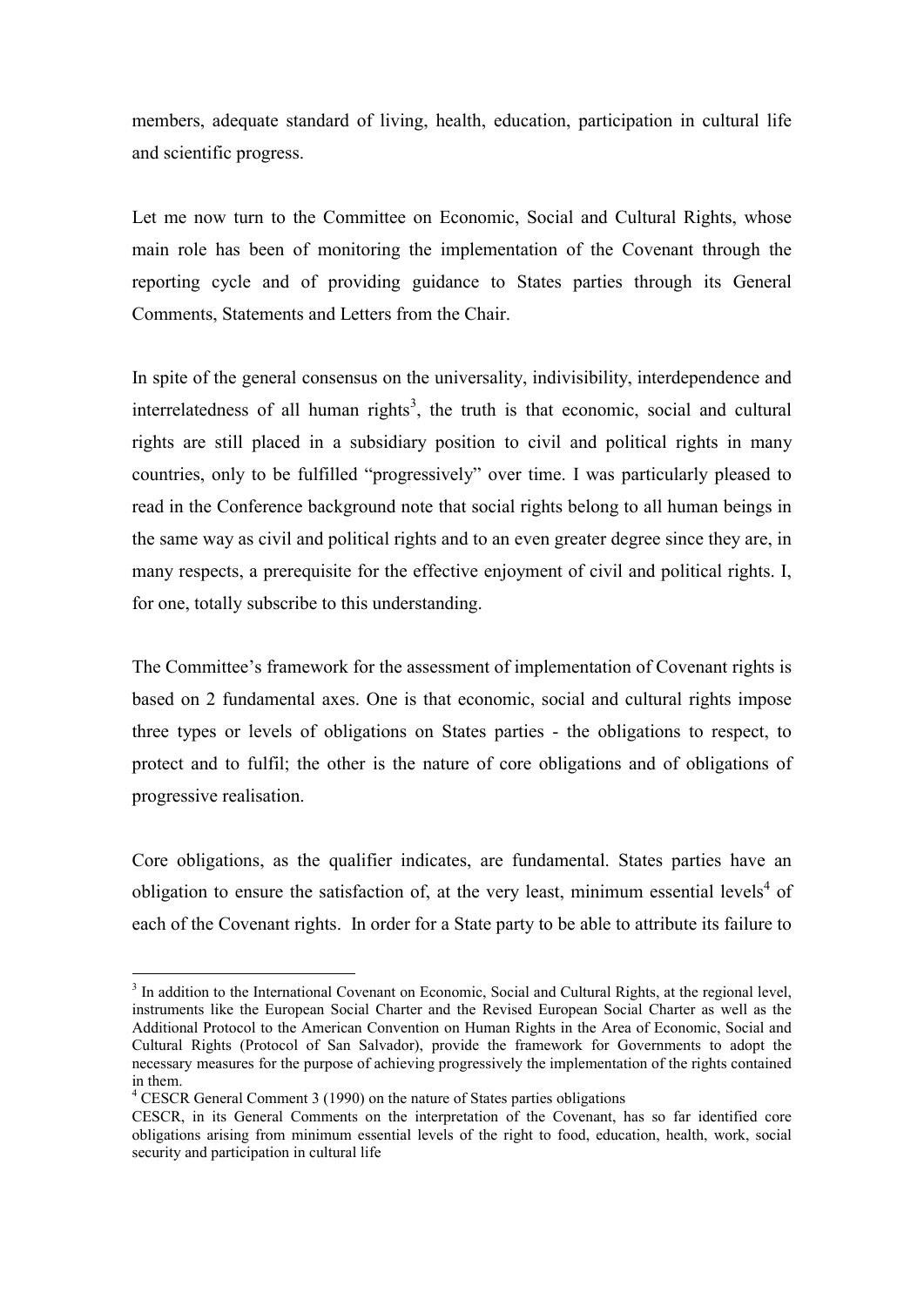members, adequate standard of living, health, education, participation in cultural life and scientific progress.

Let me now turn to the Committee on Economic, Social and Cultural Rights, whose main role has been of monitoring the implementation of the Covenant through the reporting cycle and of providing guidance to States parties through its General Comments, Statements and Letters from the Chair.

In spite of the general consensus on the universality, indivisibility, interdependence and interrelatedness of all human rights[3], the truth is that economic, social and cultural rights are still placed in a subsidiary position to civil and political rights in many countries, only to be fulfilled "progressively" over time. I was particularly pleased to read in the Conference background note that social rights belong to all human beings in the same way as civil and political rights and to an even greater degree since they are, in many respects, a prerequisite for the effective enjoyment of civil and political rights. I, for one, totally subscribe to this understanding.

The Committee's framework for the assessment of implementation of Covenant rights is based on 2 fundamental axes. One is that economic, social and cultural rights impose three types or levels of obligations on States parties - the obligations to respect, to protect and to fulfil; the other is the nature of core obligations and of obligations of progressive realisation.

Core obligations, as the qualifier indicates, are fundamental. States parties have an obligation to ensure the satisfaction of, at the very least, minimum essential levels[4] of each of the Covenant rights. In order for a State party to be able to attribute its failure to

---

[3] In addition to the International Covenant on Economic, Social and Cultural Rights, at the regional level, instruments like the European Social Charter and the Revised European Social Charter as well as the Additional Protocol to the American Convention on Human Rights in the Area of Economic, Social and Cultural Rights (Protocol of San Salvador), provide the framework for Governments to adopt the necessary measures for the purpose of achieving progressively the implementation of the rights contained in them.

[4] CESCR General Comment 3 (1990) on the nature of States parties obligations

CESCR, in its General Comments on the interpretation of the Covenant, has so far identified core obligations arising from minimum essential levels of the right to food, education, health, work, social security and participation in cultural life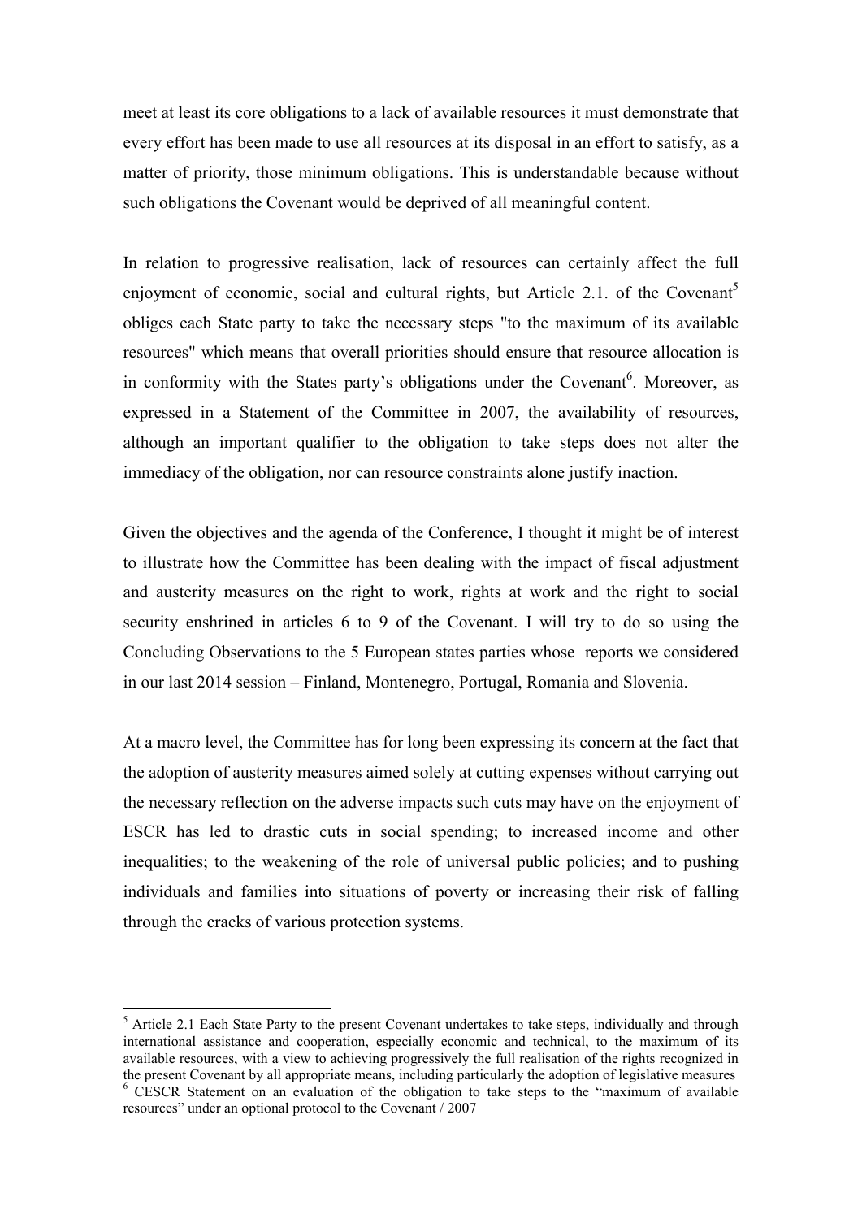meet at least its core obligations to a lack of available resources it must demonstrate that every effort has been made to use all resources at its disposal in an effort to satisfy, as a matter of priority, those minimum obligations. This is understandable because without such obligations the Covenant would be deprived of all meaningful content.

In relation to progressive realisation, lack of resources can certainly affect the full enjoyment of economic, social and cultural rights, but Article 2.1. of the Covenant[5] obliges each State party to take the necessary steps "to the maximum of its available resources" which means that overall priorities should ensure that resource allocation is in conformity with the States party's obligations under the Covenant[6]. Moreover, as expressed in a Statement of the Committee in 2007, the availability of resources, although an important qualifier to the obligation to take steps does not alter the immediacy of the obligation, nor can resource constraints alone justify inaction.

Given the objectives and the agenda of the Conference, I thought it might be of interest to illustrate how the Committee has been dealing with the impact of fiscal adjustment and austerity measures on the right to work, rights at work and the right to social security enshrined in articles 6 to 9 of the Covenant. I will try to do so using the Concluding Observations to the 5 European states parties whose reports we considered in our last 2014 session – Finland, Montenegro, Portugal, Romania and Slovenia.

At a macro level, the Committee has for long been expressing its concern at the fact that the adoption of austerity measures aimed solely at cutting expenses without carrying out the necessary reflection on the adverse impacts such cuts may have on the enjoyment of ESCR has led to drastic cuts in social spending; to increased income and other inequalities; to the weakening of the role of universal public policies; and to pushing individuals and families into situations of poverty or increasing their risk of falling through the cracks of various protection systems.

---

[5] Article 2.1 Each State Party to the present Covenant undertakes to take steps, individually and through international assistance and cooperation, especially economic and technical, to the maximum of its available resources, with a view to achieving progressively the full realisation of the rights recognized in the present Covenant by all appropriate means, including particularly the adoption of legislative measures

[6] CESCR Statement on an evaluation of the obligation to take steps to the "maximum of available resources" under an optional protocol to the Covenant / 2007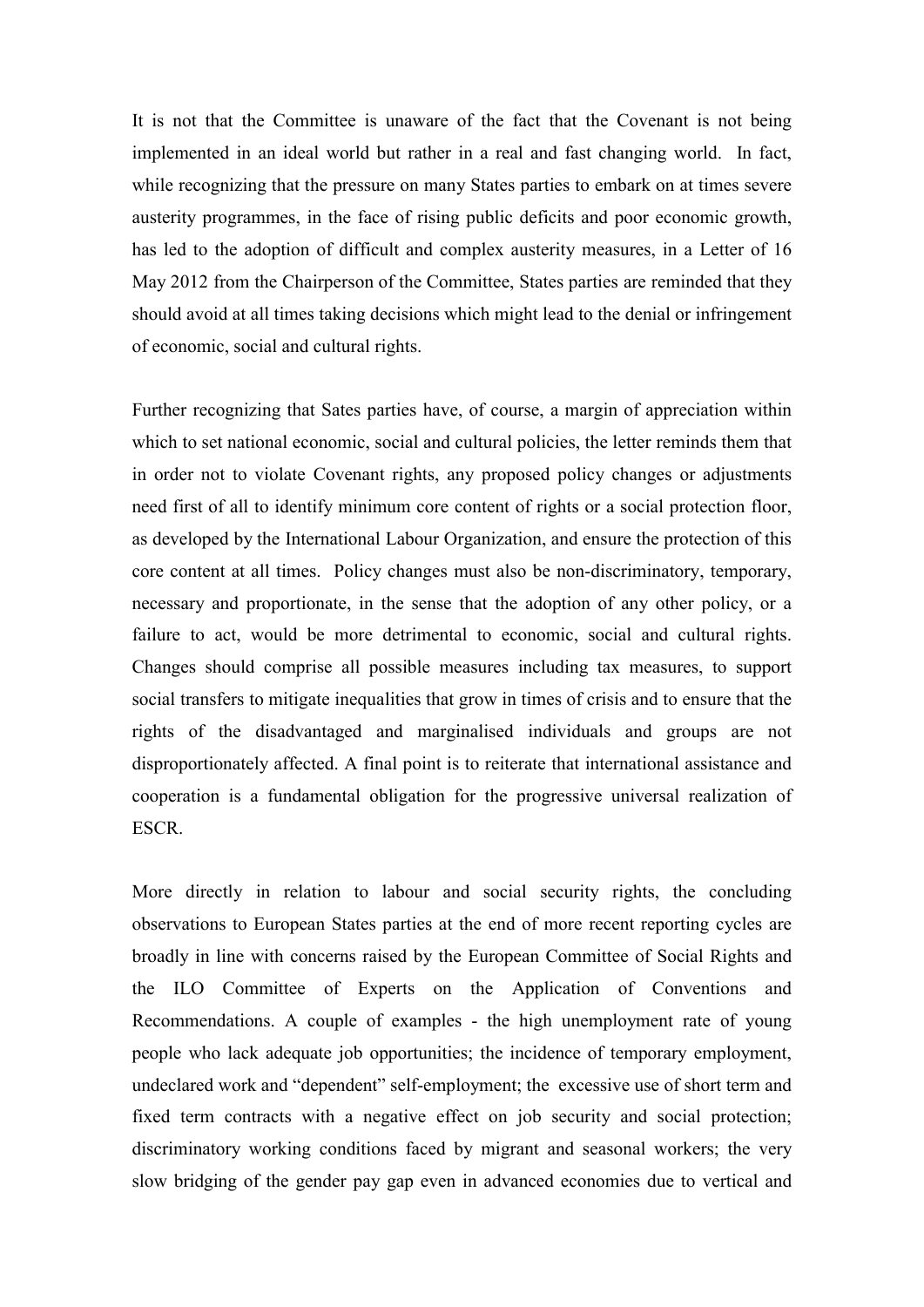It is not that the Committee is unaware of the fact that the Covenant is not being implemented in an ideal world but rather in a real and fast changing world. In fact, while recognizing that the pressure on many States parties to embark on at times severe austerity programmes, in the face of rising public deficits and poor economic growth, has led to the adoption of difficult and complex austerity measures, in a Letter of 16 May 2012 from the Chairperson of the Committee, States parties are reminded that they should avoid at all times taking decisions which might lead to the denial or infringement of economic, social and cultural rights.

Further recognizing that Sates parties have, of course, a margin of appreciation within which to set national economic, social and cultural policies, the letter reminds them that in order not to violate Covenant rights, any proposed policy changes or adjustments need first of all to identify minimum core content of rights or a social protection floor, as developed by the International Labour Organization, and ensure the protection of this core content at all times. Policy changes must also be non-discriminatory, temporary, necessary and proportionate, in the sense that the adoption of any other policy, or a failure to act, would be more detrimental to economic, social and cultural rights. Changes should comprise all possible measures including tax measures, to support social transfers to mitigate inequalities that grow in times of crisis and to ensure that the rights of the disadvantaged and marginalised individuals and groups are not disproportionately affected. A final point is to reiterate that international assistance and cooperation is a fundamental obligation for the progressive universal realization of ESCR.

More directly in relation to labour and social security rights, the concluding observations to European States parties at the end of more recent reporting cycles are broadly in line with concerns raised by the European Committee of Social Rights and the ILO Committee of Experts on the Application of Conventions and Recommendations. A couple of examples - the high unemployment rate of young people who lack adequate job opportunities; the incidence of temporary employment, undeclared work and "dependent" self-employment; the excessive use of short term and fixed term contracts with a negative effect on job security and social protection; discriminatory working conditions faced by migrant and seasonal workers; the very slow bridging of the gender pay gap even in advanced economies due to vertical and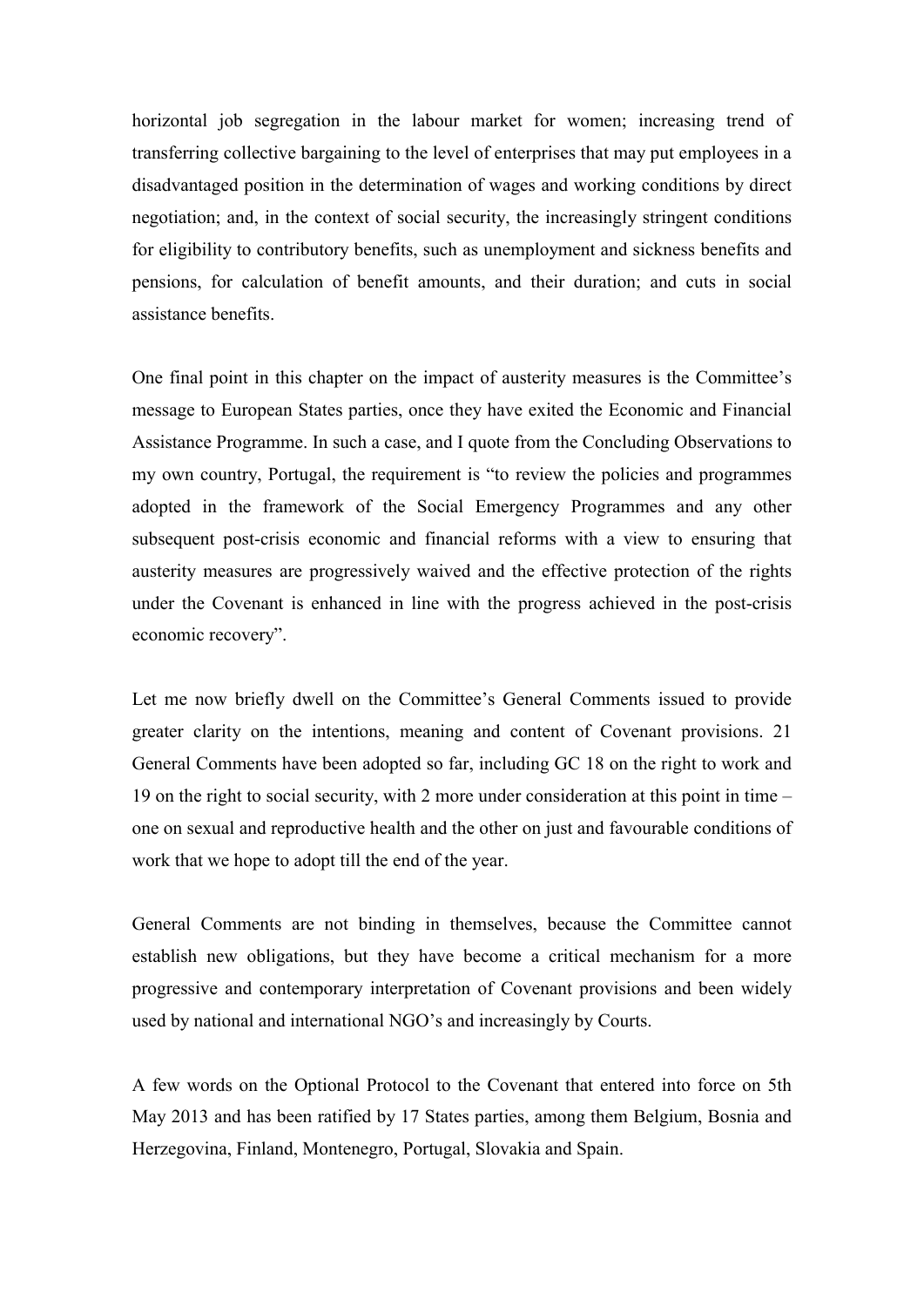horizontal job segregation in the labour market for women; increasing trend of transferring collective bargaining to the level of enterprises that may put employees in a disadvantaged position in the determination of wages and working conditions by direct negotiation; and, in the context of social security, the increasingly stringent conditions for eligibility to contributory benefits, such as unemployment and sickness benefits and pensions, for calculation of benefit amounts, and their duration; and cuts in social assistance benefits.

One final point in this chapter on the impact of austerity measures is the Committee's message to European States parties, once they have exited the Economic and Financial Assistance Programme. In such a case, and I quote from the Concluding Observations to my own country, Portugal, the requirement is "to review the policies and programmes adopted in the framework of the Social Emergency Programmes and any other subsequent post-crisis economic and financial reforms with a view to ensuring that austerity measures are progressively waived and the effective protection of the rights under the Covenant is enhanced in line with the progress achieved in the post-crisis economic recovery".

Let me now briefly dwell on the Committee's General Comments issued to provide greater clarity on the intentions, meaning and content of Covenant provisions. 21 General Comments have been adopted so far, including GC 18 on the right to work and 19 on the right to social security, with 2 more under consideration at this point in time – one on sexual and reproductive health and the other on just and favourable conditions of work that we hope to adopt till the end of the year.

General Comments are not binding in themselves, because the Committee cannot establish new obligations, but they have become a critical mechanism for a more progressive and contemporary interpretation of Covenant provisions and been widely used by national and international NGO's and increasingly by Courts.

A few words on the Optional Protocol to the Covenant that entered into force on 5th May 2013 and has been ratified by 17 States parties, among them Belgium, Bosnia and Herzegovina, Finland, Montenegro, Portugal, Slovakia and Spain.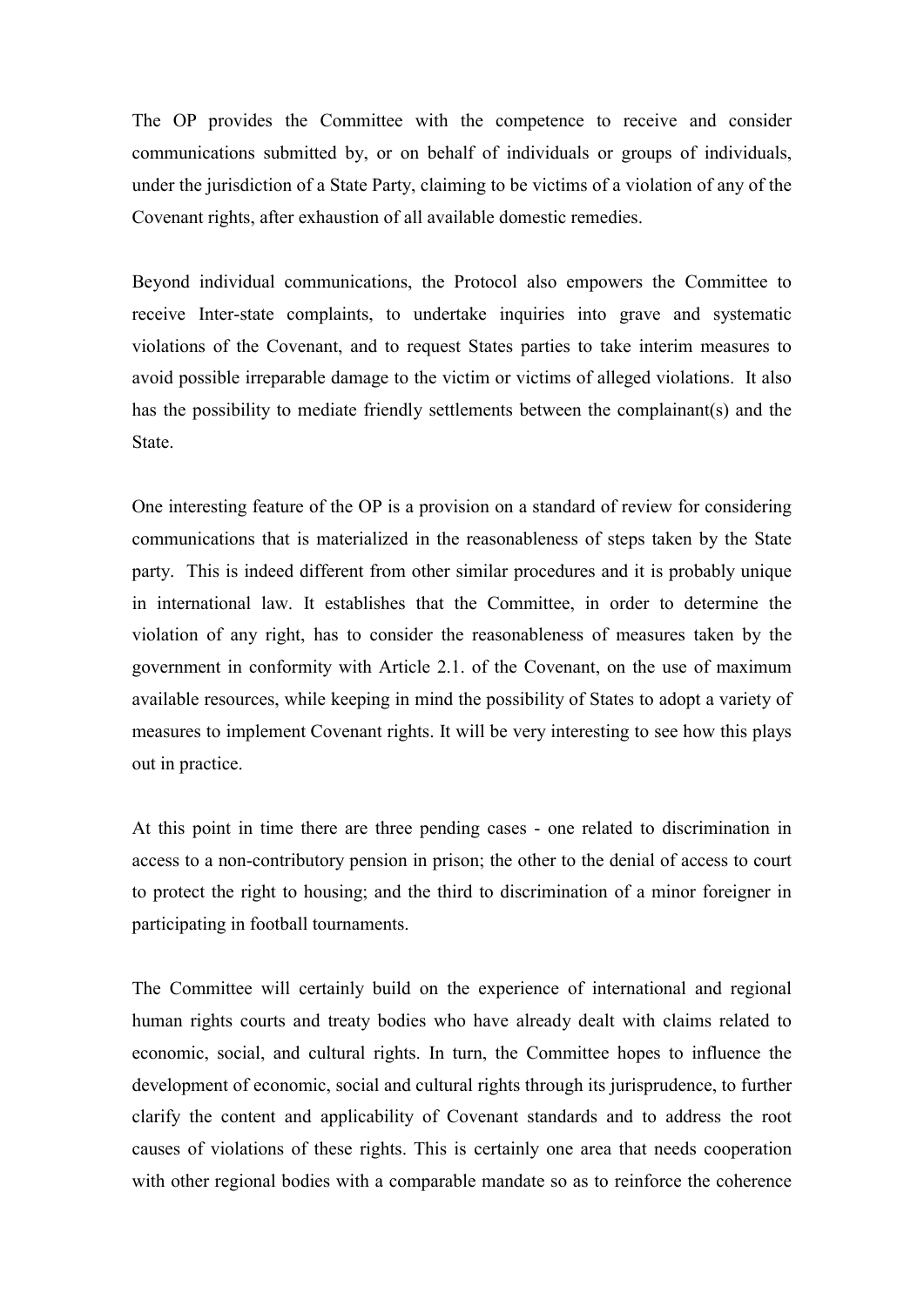The OP provides the Committee with the competence to receive and consider communications submitted by, or on behalf of individuals or groups of individuals, under the jurisdiction of a State Party, claiming to be victims of a violation of any of the Covenant rights, after exhaustion of all available domestic remedies.

Beyond individual communications, the Protocol also empowers the Committee to receive Inter-state complaints, to undertake inquiries into grave and systematic violations of the Covenant, and to request States parties to take interim measures to avoid possible irreparable damage to the victim or victims of alleged violations. It also has the possibility to mediate friendly settlements between the complainant(s) and the State.

One interesting feature of the OP is a provision on a standard of review for considering communications that is materialized in the reasonableness of steps taken by the State party. This is indeed different from other similar procedures and it is probably unique in international law. It establishes that the Committee, in order to determine the violation of any right, has to consider the reasonableness of measures taken by the government in conformity with Article 2.1. of the Covenant, on the use of maximum available resources, while keeping in mind the possibility of States to adopt a variety of measures to implement Covenant rights. It will be very interesting to see how this plays out in practice.

At this point in time there are three pending cases - one related to discrimination in access to a non-contributory pension in prison; the other to the denial of access to court to protect the right to housing; and the third to discrimination of a minor foreigner in participating in football tournaments.

The Committee will certainly build on the experience of international and regional human rights courts and treaty bodies who have already dealt with claims related to economic, social, and cultural rights. In turn, the Committee hopes to influence the development of economic, social and cultural rights through its jurisprudence, to further clarify the content and applicability of Covenant standards and to address the root causes of violations of these rights. This is certainly one area that needs cooperation with other regional bodies with a comparable mandate so as to reinforce the coherence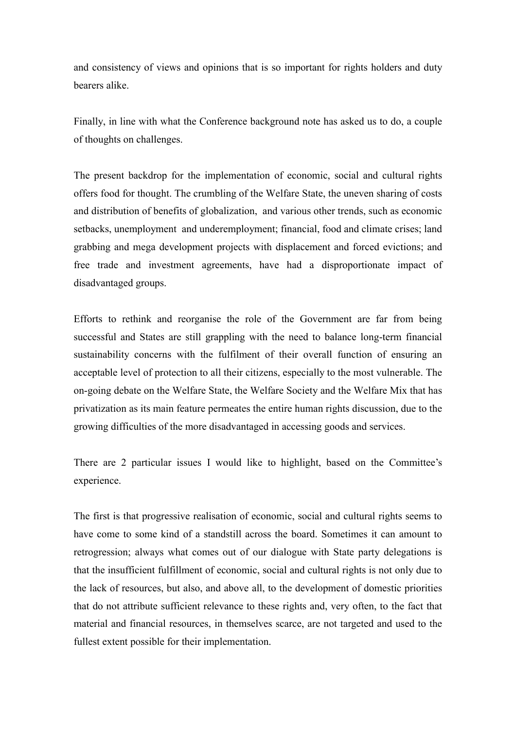and consistency of views and opinions that is so important for rights holders and duty bearers alike.

Finally, in line with what the Conference background note has asked us to do, a couple of thoughts on challenges.

The present backdrop for the implementation of economic, social and cultural rights offers food for thought. The crumbling of the Welfare State, the uneven sharing of costs and distribution of benefits of globalization, and various other trends, such as economic setbacks, unemployment and underemployment; financial, food and climate crises; land grabbing and mega development projects with displacement and forced evictions; and free trade and investment agreements, have had a disproportionate impact of disadvantaged groups.

Efforts to rethink and reorganise the role of the Government are far from being successful and States are still grappling with the need to balance long-term financial sustainability concerns with the fulfilment of their overall function of ensuring an acceptable level of protection to all their citizens, especially to the most vulnerable. The on-going debate on the Welfare State, the Welfare Society and the Welfare Mix that has privatization as its main feature permeates the entire human rights discussion, due to the growing difficulties of the more disadvantaged in accessing goods and services.

There are 2 particular issues I would like to highlight, based on the Committee's experience.

The first is that progressive realisation of economic, social and cultural rights seems to have come to some kind of a standstill across the board. Sometimes it can amount to retrogression; always what comes out of our dialogue with State party delegations is that the insufficient fulfillment of economic, social and cultural rights is not only due to the lack of resources, but also, and above all, to the development of domestic priorities that do not attribute sufficient relevance to these rights and, very often, to the fact that material and financial resources, in themselves scarce, are not targeted and used to the fullest extent possible for their implementation.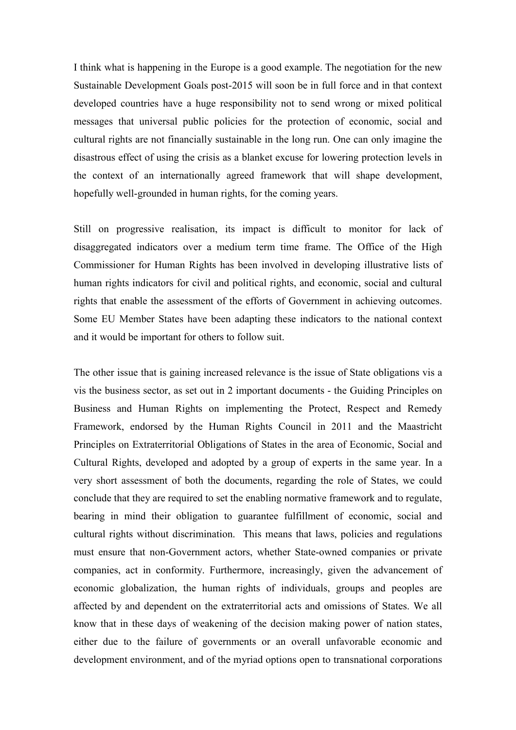I think what is happening in the Europe is a good example. The negotiation for the new Sustainable Development Goals post-2015 will soon be in full force and in that context developed countries have a huge responsibility not to send wrong or mixed political messages that universal public policies for the protection of economic, social and cultural rights are not financially sustainable in the long run. One can only imagine the disastrous effect of using the crisis as a blanket excuse for lowering protection levels in the context of an internationally agreed framework that will shape development, hopefully well-grounded in human rights, for the coming years.

Still on progressive realisation, its impact is difficult to monitor for lack of disaggregated indicators over a medium term time frame. The Office of the High Commissioner for Human Rights has been involved in developing illustrative lists of human rights indicators for civil and political rights, and economic, social and cultural rights that enable the assessment of the efforts of Government in achieving outcomes. Some EU Member States have been adapting these indicators to the national context and it would be important for others to follow suit.

The other issue that is gaining increased relevance is the issue of State obligations vis a vis the business sector, as set out in 2 important documents - the Guiding Principles on Business and Human Rights on implementing the Protect, Respect and Remedy Framework, endorsed by the Human Rights Council in 2011 and the Maastricht Principles on Extraterritorial Obligations of States in the area of Economic, Social and Cultural Rights, developed and adopted by a group of experts in the same year. In a very short assessment of both the documents, regarding the role of States, we could conclude that they are required to set the enabling normative framework and to regulate, bearing in mind their obligation to guarantee fulfillment of economic, social and cultural rights without discrimination. This means that laws, policies and regulations must ensure that non-Government actors, whether State-owned companies or private companies, act in conformity. Furthermore, increasingly, given the advancement of economic globalization, the human rights of individuals, groups and peoples are affected by and dependent on the extraterritorial acts and omissions of States. We all know that in these days of weakening of the decision making power of nation states, either due to the failure of governments or an overall unfavorable economic and development environment, and of the myriad options open to transnational corporations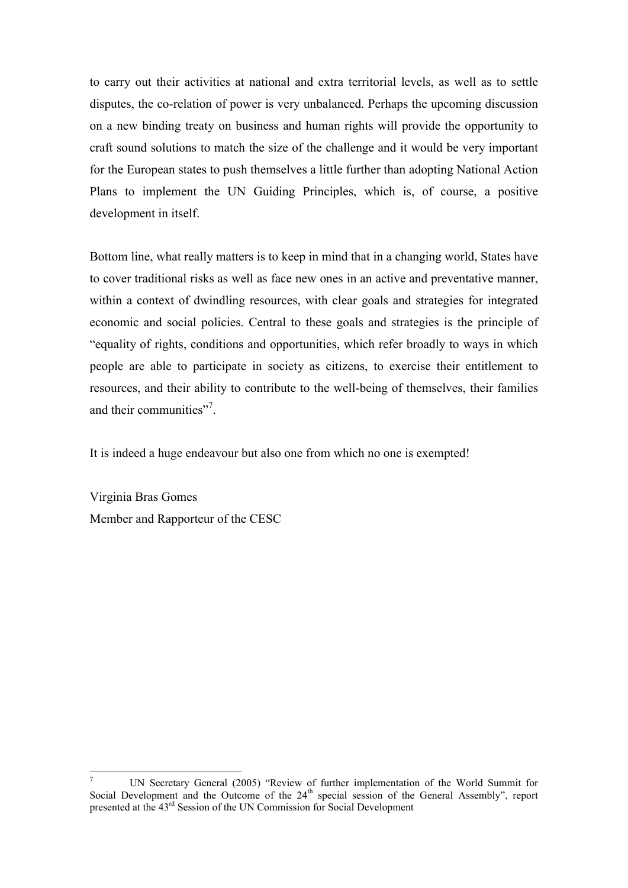to carry out their activities at national and extra territorial levels, as well as to settle disputes, the co-relation of power is very unbalanced. Perhaps the upcoming discussion on a new binding treaty on business and human rights will provide the opportunity to craft sound solutions to match the size of the challenge and it would be very important for the European states to push themselves a little further than adopting National Action Plans to implement the UN Guiding Principles, which is, of course, a positive development in itself.

Bottom line, what really matters is to keep in mind that in a changing world, States have to cover traditional risks as well as face new ones in an active and preventative manner, within a context of dwindling resources, with clear goals and strategies for integrated economic and social policies. Central to these goals and strategies is the principle of "equality of rights, conditions and opportunities, which refer broadly to ways in which people are able to participate in society as citizens, to exercise their entitlement to resources, and their ability to contribute to the well-being of themselves, their families and their communities"[7].

It is indeed a huge endeavour but also one from which no one is exempted!

Virginia Bras Gomes
Member and Rapporteur of the CESC

---

[7] UN Secretary General (2005) "Review of further implementation of the World Summit for Social Development and the Outcome of the 24th special session of the General Assembly", report presented at the 43rd Session of the UN Commission for Social Development